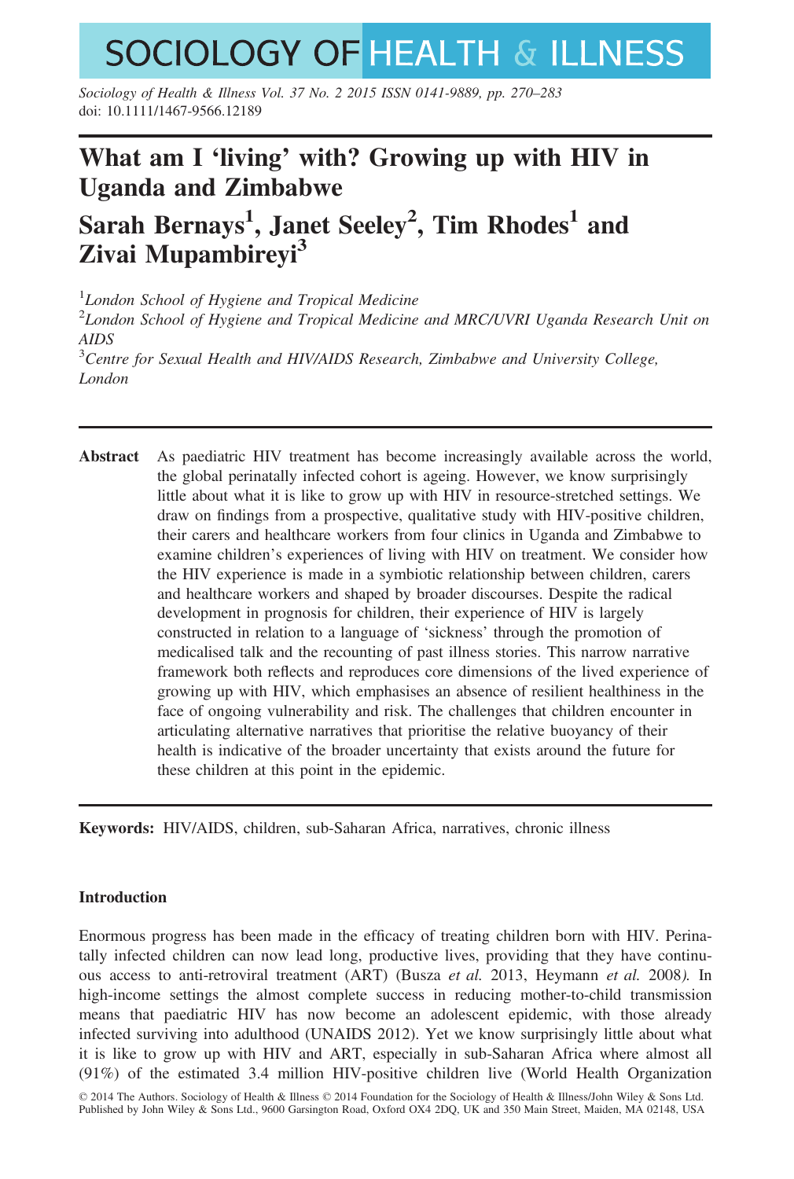# What am I 'living' with? Growing up with HIV in Uganda and Zimbabwe

## Sarah Bernays[1], Janet Seeley[2], Tim Rhodes[1] and Zivai Mupambireyi[3]

[1]*London School of Hygiene and Tropical Medicine*
[2]*London School of Hygiene and Tropical Medicine and MRC/UVRI Uganda Research Unit on AIDS*
[3]*Centre for Sexual Health and HIV/AIDS Research, Zimbabwe and University College, London*

---

**Abstract** As paediatric HIV treatment has become increasingly available across the world, the global perinatally infected cohort is ageing. However, we know surprisingly little about what it is like to grow up with HIV in resource-stretched settings. We draw on findings from a prospective, qualitative study with HIV-positive children, their carers and healthcare workers from four clinics in Uganda and Zimbabwe to examine children's experiences of living with HIV on treatment. We consider how the HIV experience is made in a symbiotic relationship between children, carers and healthcare workers and shaped by broader discourses. Despite the radical development in prognosis for children, their experience of HIV is largely constructed in relation to a language of 'sickness' through the promotion of medicalised talk and the recounting of past illness stories. This narrow narrative framework both reflects and reproduces core dimensions of the lived experience of growing up with HIV, which emphasises an absence of resilient healthiness in the face of ongoing vulnerability and risk. The challenges that children encounter in articulating alternative narratives that prioritise the relative buoyancy of their health is indicative of the broader uncertainty that exists around the future for these children at this point in the epidemic.

---

**Keywords:** HIV/AIDS, children, sub-Saharan Africa, narratives, chronic illness

### Introduction

Enormous progress has been made in the efficacy of treating children born with HIV. Perinatally infected children can now lead long, productive lives, providing that they have continuous access to anti-retroviral treatment (ART) (Busza *et al.* 2013, Heymann *et al.* 2008). In high-income settings the almost complete success in reducing mother-to-child transmission means that paediatric HIV has now become an adolescent epidemic, with those already infected surviving into adulthood (UNAIDS 2012). Yet we know surprisingly little about what it is like to grow up with HIV and ART, especially in sub-Saharan Africa where almost all (91%) of the estimated 3.4 million HIV-positive children live (World Health Organization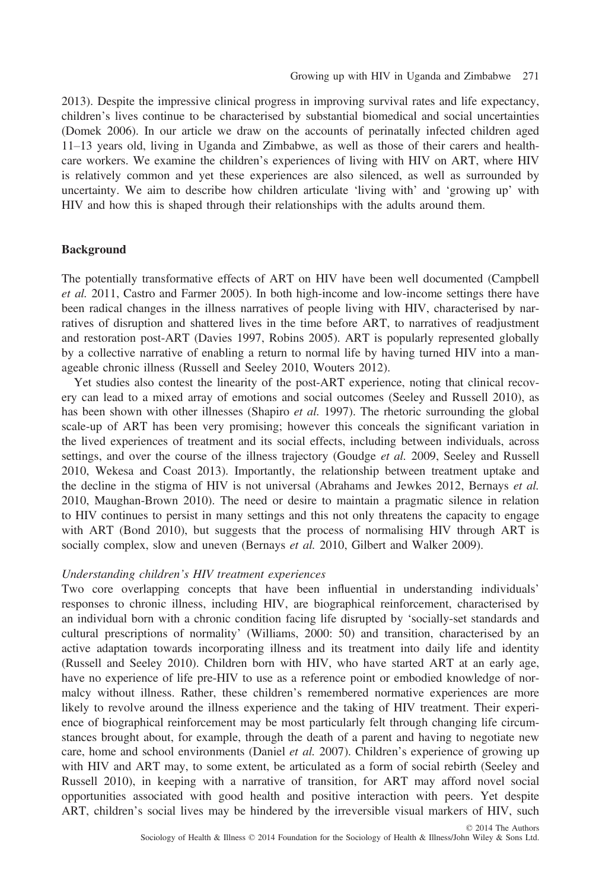2013). Despite the impressive clinical progress in improving survival rates and life expectancy, children's lives continue to be characterised by substantial biomedical and social uncertainties (Domek 2006). In our article we draw on the accounts of perinatally infected children aged 11–13 years old, living in Uganda and Zimbabwe, as well as those of their carers and health-care workers. We examine the children's experiences of living with HIV on ART, where HIV is relatively common and yet these experiences are also silenced, as well as surrounded by uncertainty. We aim to describe how children articulate 'living with' and 'growing up' with HIV and how this is shaped through their relationships with the adults around them.

## Background

The potentially transformative effects of ART on HIV have been well documented (Campbell *et al.* 2011, Castro and Farmer 2005). In both high-income and low-income settings there have been radical changes in the illness narratives of people living with HIV, characterised by narratives of disruption and shattered lives in the time before ART, to narratives of readjustment and restoration post-ART (Davies 1997, Robins 2005). ART is popularly represented globally by a collective narrative of enabling a return to normal life by having turned HIV into a manageable chronic illness (Russell and Seeley 2010, Wouters 2012).

Yet studies also contest the linearity of the post-ART experience, noting that clinical recovery can lead to a mixed array of emotions and social outcomes (Seeley and Russell 2010), as has been shown with other illnesses (Shapiro *et al.* 1997). The rhetoric surrounding the global scale-up of ART has been very promising; however this conceals the significant variation in the lived experiences of treatment and its social effects, including between individuals, across settings, and over the course of the illness trajectory (Goudge *et al.* 2009, Seeley and Russell 2010, Wekesa and Coast 2013). Importantly, the relationship between treatment uptake and the decline in the stigma of HIV is not universal (Abrahams and Jewkes 2012, Bernays *et al.* 2010, Maughan-Brown 2010). The need or desire to maintain a pragmatic silence in relation to HIV continues to persist in many settings and this not only threatens the capacity to engage with ART (Bond 2010), but suggests that the process of normalising HIV through ART is socially complex, slow and uneven (Bernays *et al.* 2010, Gilbert and Walker 2009).

### *Understanding children's HIV treatment experiences*

Two core overlapping concepts that have been influential in understanding individuals' responses to chronic illness, including HIV, are biographical reinforcement, characterised by an individual born with a chronic condition facing life disrupted by 'socially-set standards and cultural prescriptions of normality' (Williams, 2000: 50) and transition, characterised by an active adaptation towards incorporating illness and its treatment into daily life and identity (Russell and Seeley 2010). Children born with HIV, who have started ART at an early age, have no experience of life pre-HIV to use as a reference point or embodied knowledge of normalcy without illness. Rather, these children's remembered normative experiences are more likely to revolve around the illness experience and the taking of HIV treatment. Their experience of biographical reinforcement may be most particularly felt through changing life circumstances brought about, for example, through the death of a parent and having to negotiate new care, home and school environments (Daniel *et al.* 2007). Children's experience of growing up with HIV and ART may, to some extent, be articulated as a form of social rebirth (Seeley and Russell 2010), in keeping with a narrative of transition, for ART may afford novel social opportunities associated with good health and positive interaction with peers. Yet despite ART, children's social lives may be hindered by the irreversible visual markers of HIV, such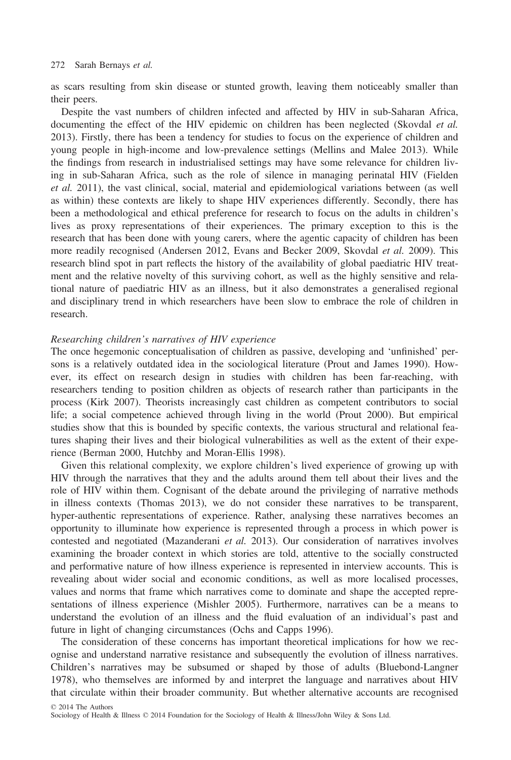as scars resulting from skin disease or stunted growth, leaving them noticeably smaller than their peers.

Despite the vast numbers of children infected and affected by HIV in sub-Saharan Africa, documenting the effect of the HIV epidemic on children has been neglected (Skovdal *et al.* 2013). Firstly, there has been a tendency for studies to focus on the experience of children and young people in high-income and low-prevalence settings (Mellins and Malee 2013). While the findings from research in industrialised settings may have some relevance for children living in sub-Saharan Africa, such as the role of silence in managing perinatal HIV (Fielden *et al.* 2011), the vast clinical, social, material and epidemiological variations between (as well as within) these contexts are likely to shape HIV experiences differently. Secondly, there has been a methodological and ethical preference for research to focus on the adults in children's lives as proxy representations of their experiences. The primary exception to this is the research that has been done with young carers, where the agentic capacity of children has been more readily recognised (Andersen 2012, Evans and Becker 2009, Skovdal *et al.* 2009). This research blind spot in part reflects the history of the availability of global paediatric HIV treatment and the relative novelty of this surviving cohort, as well as the highly sensitive and relational nature of paediatric HIV as an illness, but it also demonstrates a generalised regional and disciplinary trend in which researchers have been slow to embrace the role of children in research.

### *Researching children's narratives of HIV experience*

The once hegemonic conceptualisation of children as passive, developing and 'unfinished' persons is a relatively outdated idea in the sociological literature (Prout and James 1990). However, its effect on research design in studies with children has been far-reaching, with researchers tending to position children as objects of research rather than participants in the process (Kirk 2007). Theorists increasingly cast children as competent contributors to social life; a social competence achieved through living in the world (Prout 2000). But empirical studies show that this is bounded by specific contexts, the various structural and relational features shaping their lives and their biological vulnerabilities as well as the extent of their experience (Berman 2000, Hutchby and Moran-Ellis 1998).

Given this relational complexity, we explore children's lived experience of growing up with HIV through the narratives that they and the adults around them tell about their lives and the role of HIV within them. Cognisant of the debate around the privileging of narrative methods in illness contexts (Thomas 2013), we do not consider these narratives to be transparent, hyper-authentic representations of experience. Rather, analysing these narratives becomes an opportunity to illuminate how experience is represented through a process in which power is contested and negotiated (Mazanderani *et al.* 2013). Our consideration of narratives involves examining the broader context in which stories are told, attentive to the socially constructed and performative nature of how illness experience is represented in interview accounts. This is revealing about wider social and economic conditions, as well as more localised processes, values and norms that frame which narratives come to dominate and shape the accepted representations of illness experience (Mishler 2005). Furthermore, narratives can be a means to understand the evolution of an illness and the fluid evaluation of an individual's past and future in light of changing circumstances (Ochs and Capps 1996).

The consideration of these concerns has important theoretical implications for how we recognise and understand narrative resistance and subsequently the evolution of illness narratives. Children's narratives may be subsumed or shaped by those of adults (Bluebond-Langner 1978), who themselves are informed by and interpret the language and narratives about HIV that circulate within their broader community. But whether alternative accounts are recognised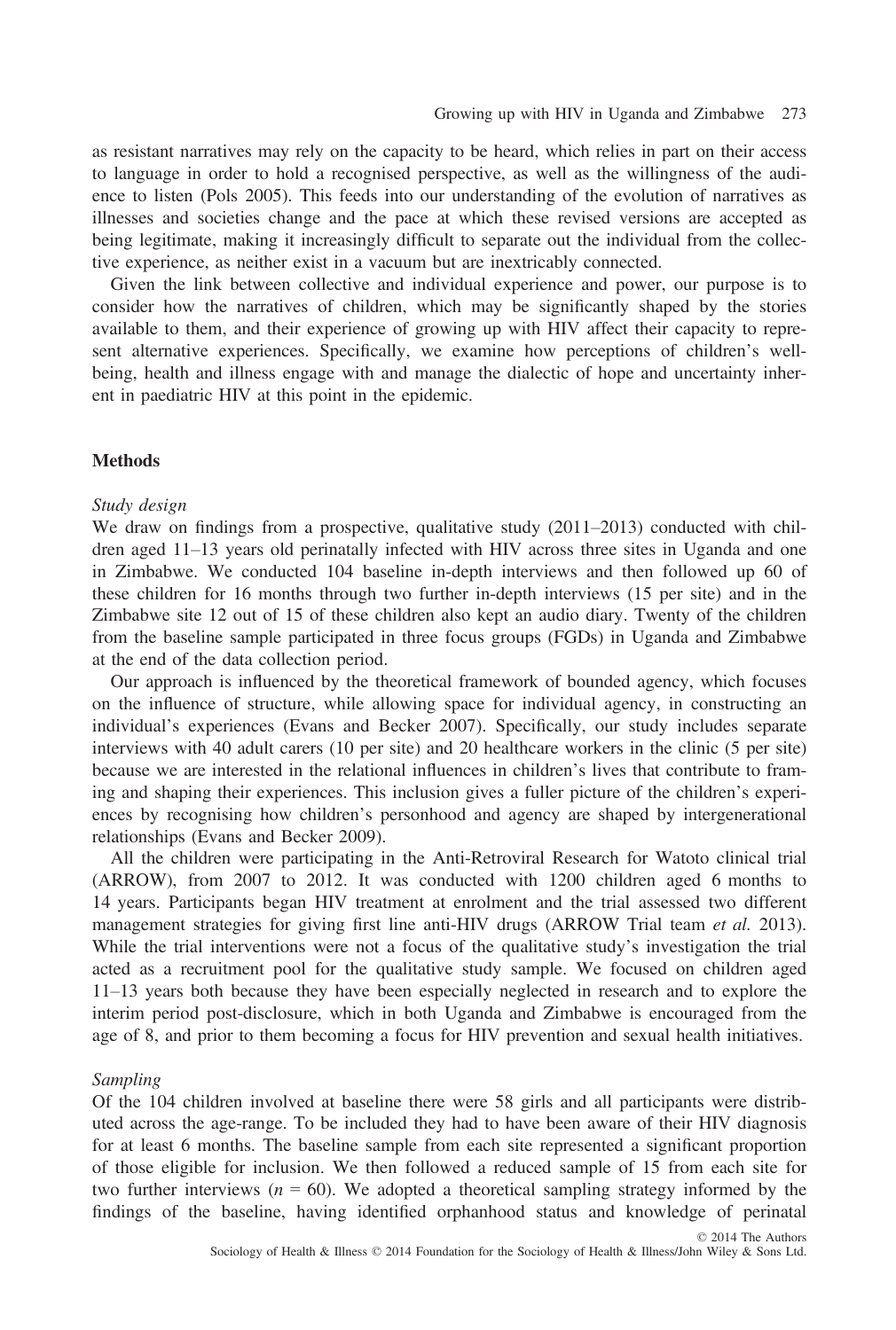as resistant narratives may rely on the capacity to be heard, which relies in part on their access to language in order to hold a recognised perspective, as well as the willingness of the audience to listen (Pols 2005). This feeds into our understanding of the evolution of narratives as illnesses and societies change and the pace at which these revised versions are accepted as being legitimate, making it increasingly difficult to separate out the individual from the collective experience, as neither exist in a vacuum but are inextricably connected.

Given the link between collective and individual experience and power, our purpose is to consider how the narratives of children, which may be significantly shaped by the stories available to them, and their experience of growing up with HIV affect their capacity to represent alternative experiences. Specifically, we examine how perceptions of children's well-being, health and illness engage with and manage the dialectic of hope and uncertainty inherent in paediatric HIV at this point in the epidemic.

## Methods

### *Study design*

We draw on findings from a prospective, qualitative study (2011–2013) conducted with children aged 11–13 years old perinatally infected with HIV across three sites in Uganda and one in Zimbabwe. We conducted 104 baseline in-depth interviews and then followed up 60 of these children for 16 months through two further in-depth interviews (15 per site) and in the Zimbabwe site 12 out of 15 of these children also kept an audio diary. Twenty of the children from the baseline sample participated in three focus groups (FGDs) in Uganda and Zimbabwe at the end of the data collection period.

Our approach is influenced by the theoretical framework of bounded agency, which focuses on the influence of structure, while allowing space for individual agency, in constructing an individual's experiences (Evans and Becker 2007). Specifically, our study includes separate interviews with 40 adult carers (10 per site) and 20 healthcare workers in the clinic (5 per site) because we are interested in the relational influences in children's lives that contribute to framing and shaping their experiences. This inclusion gives a fuller picture of the children's experiences by recognising how children's personhood and agency are shaped by intergenerational relationships (Evans and Becker 2009).

All the children were participating in the Anti-Retroviral Research for Watoto clinical trial (ARROW), from 2007 to 2012. It was conducted with 1200 children aged 6 months to 14 years. Participants began HIV treatment at enrolment and the trial assessed two different management strategies for giving first line anti-HIV drugs (ARROW Trial team *et al.* 2013). While the trial interventions were not a focus of the qualitative study's investigation the trial acted as a recruitment pool for the qualitative study sample. We focused on children aged 11–13 years both because they have been especially neglected in research and to explore the interim period post-disclosure, which in both Uganda and Zimbabwe is encouraged from the age of 8, and prior to them becoming a focus for HIV prevention and sexual health initiatives.

### *Sampling*

Of the 104 children involved at baseline there were 58 girls and all participants were distributed across the age-range. To be included they had to have been aware of their HIV diagnosis for at least 6 months. The baseline sample from each site represented a significant proportion of those eligible for inclusion. We then followed a reduced sample of 15 from each site for two further interviews ($n = 60$). We adopted a theoretical sampling strategy informed by the findings of the baseline, having identified orphanhood status and knowledge of perinatal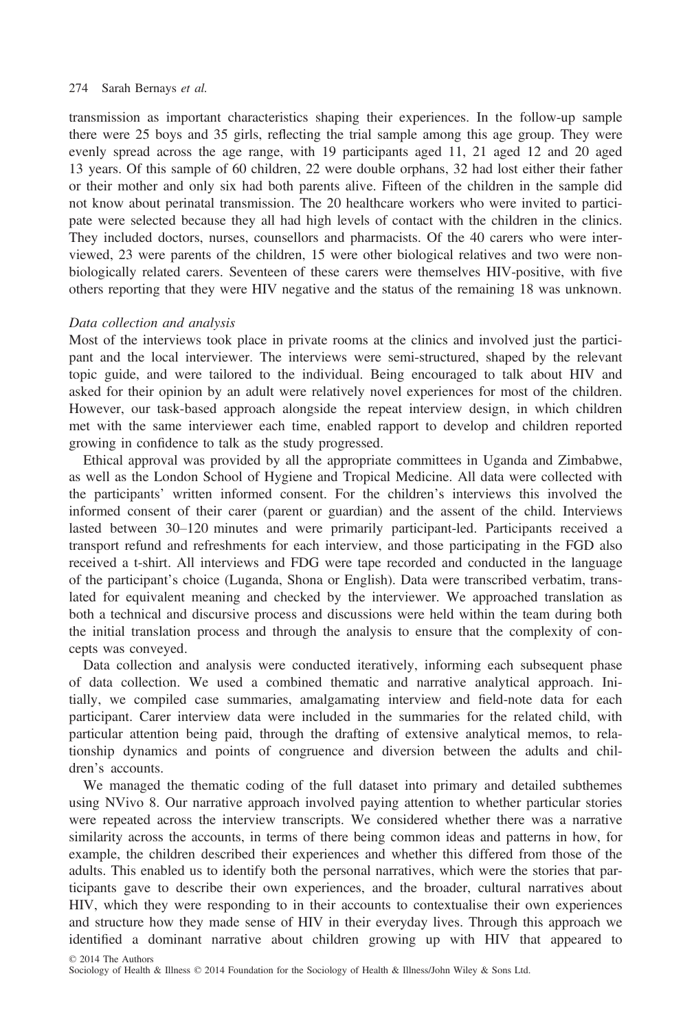transmission as important characteristics shaping their experiences. In the follow-up sample there were 25 boys and 35 girls, reflecting the trial sample among this age group. They were evenly spread across the age range, with 19 participants aged 11, 21 aged 12 and 20 aged 13 years. Of this sample of 60 children, 22 were double orphans, 32 had lost either their father or their mother and only six had both parents alive. Fifteen of the children in the sample did not know about perinatal transmission. The 20 healthcare workers who were invited to participate were selected because they all had high levels of contact with the children in the clinics. They included doctors, nurses, counsellors and pharmacists. Of the 40 carers who were interviewed, 23 were parents of the children, 15 were other biological relatives and two were non-biologically related carers. Seventeen of these carers were themselves HIV-positive, with five others reporting that they were HIV negative and the status of the remaining 18 was unknown.

*Data collection and analysis*

Most of the interviews took place in private rooms at the clinics and involved just the participant and the local interviewer. The interviews were semi-structured, shaped by the relevant topic guide, and were tailored to the individual. Being encouraged to talk about HIV and asked for their opinion by an adult were relatively novel experiences for most of the children. However, our task-based approach alongside the repeat interview design, in which children met with the same interviewer each time, enabled rapport to develop and children reported growing in confidence to talk as the study progressed.

Ethical approval was provided by all the appropriate committees in Uganda and Zimbabwe, as well as the London School of Hygiene and Tropical Medicine. All data were collected with the participants' written informed consent. For the children's interviews this involved the informed consent of their carer (parent or guardian) and the assent of the child. Interviews lasted between 30–120 minutes and were primarily participant-led. Participants received a transport refund and refreshments for each interview, and those participating in the FGD also received a t-shirt. All interviews and FDG were tape recorded and conducted in the language of the participant's choice (Luganda, Shona or English). Data were transcribed verbatim, translated for equivalent meaning and checked by the interviewer. We approached translation as both a technical and discursive process and discussions were held within the team during both the initial translation process and through the analysis to ensure that the complexity of concepts was conveyed.

Data collection and analysis were conducted iteratively, informing each subsequent phase of data collection. We used a combined thematic and narrative analytical approach. Initially, we compiled case summaries, amalgamating interview and field-note data for each participant. Carer interview data were included in the summaries for the related child, with particular attention being paid, through the drafting of extensive analytical memos, to relationship dynamics and points of congruence and diversion between the adults and children's accounts.

We managed the thematic coding of the full dataset into primary and detailed subthemes using NVivo 8. Our narrative approach involved paying attention to whether particular stories were repeated across the interview transcripts. We considered whether there was a narrative similarity across the accounts, in terms of there being common ideas and patterns in how, for example, the children described their experiences and whether this differed from those of the adults. This enabled us to identify both the personal narratives, which were the stories that participants gave to describe their own experiences, and the broader, cultural narratives about HIV, which they were responding to in their accounts to contextualise their own experiences and structure how they made sense of HIV in their everyday lives. Through this approach we identified a dominant narrative about children growing up with HIV that appeared to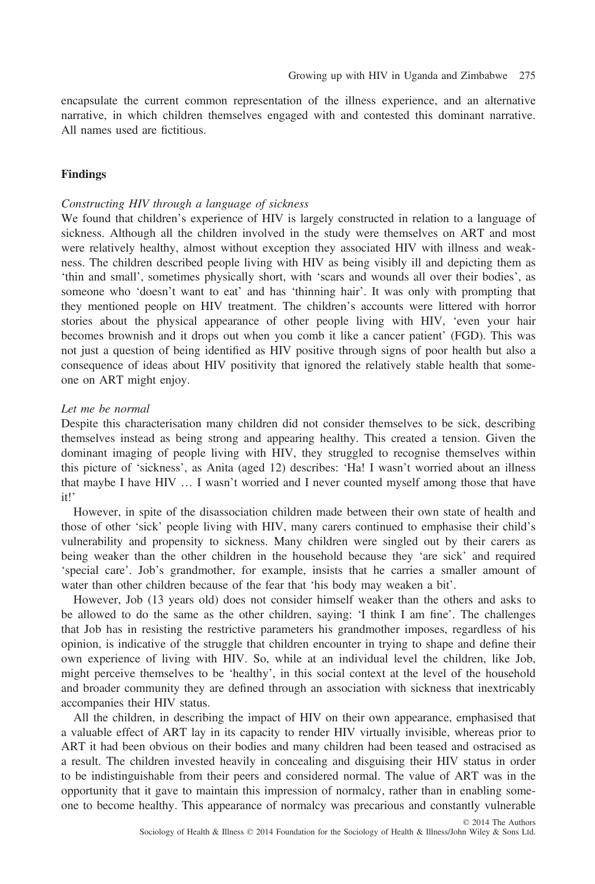encapsulate the current common representation of the illness experience, and an alternative narrative, in which children themselves engaged with and contested this dominant narrative. All names used are fictitious.

## Findings

### *Constructing HIV through a language of sickness*

We found that children's experience of HIV is largely constructed in relation to a language of sickness. Although all the children involved in the study were themselves on ART and most were relatively healthy, almost without exception they associated HIV with illness and weakness. The children described people living with HIV as being visibly ill and depicting them as 'thin and small', sometimes physically short, with 'scars and wounds all over their bodies', as someone who 'doesn't want to eat' and has 'thinning hair'. It was only with prompting that they mentioned people on HIV treatment. The children's accounts were littered with horror stories about the physical appearance of other people living with HIV, 'even your hair becomes brownish and it drops out when you comb it like a cancer patient' (FGD). This was not just a question of being identified as HIV positive through signs of poor health but also a consequence of ideas about HIV positivity that ignored the relatively stable health that someone on ART might enjoy.

### *Let me be normal*

Despite this characterisation many children did not consider themselves to be sick, describing themselves instead as being strong and appearing healthy. This created a tension. Given the dominant imaging of people living with HIV, they struggled to recognise themselves within this picture of 'sickness', as Anita (aged 12) describes: 'Ha! I wasn't worried about an illness that maybe I have HIV … I wasn't worried and I never counted myself among those that have it!'

However, in spite of the disassociation children made between their own state of health and those of other 'sick' people living with HIV, many carers continued to emphasise their child's vulnerability and propensity to sickness. Many children were singled out by their carers as being weaker than the other children in the household because they 'are sick' and required 'special care'. Job's grandmother, for example, insists that he carries a smaller amount of water than other children because of the fear that 'his body may weaken a bit'.

However, Job (13 years old) does not consider himself weaker than the others and asks to be allowed to do the same as the other children, saying: 'I think I am fine'. The challenges that Job has in resisting the restrictive parameters his grandmother imposes, regardless of his opinion, is indicative of the struggle that children encounter in trying to shape and define their own experience of living with HIV. So, while at an individual level the children, like Job, might perceive themselves to be 'healthy', in this social context at the level of the household and broader community they are defined through an association with sickness that inextricably accompanies their HIV status.

All the children, in describing the impact of HIV on their own appearance, emphasised that a valuable effect of ART lay in its capacity to render HIV virtually invisible, whereas prior to ART it had been obvious on their bodies and many children had been teased and ostracised as a result. The children invested heavily in concealing and disguising their HIV status in order to be indistinguishable from their peers and considered normal. The value of ART was in the opportunity that it gave to maintain this impression of normalcy, rather than in enabling someone to become healthy. This appearance of normalcy was precarious and constantly vulnerable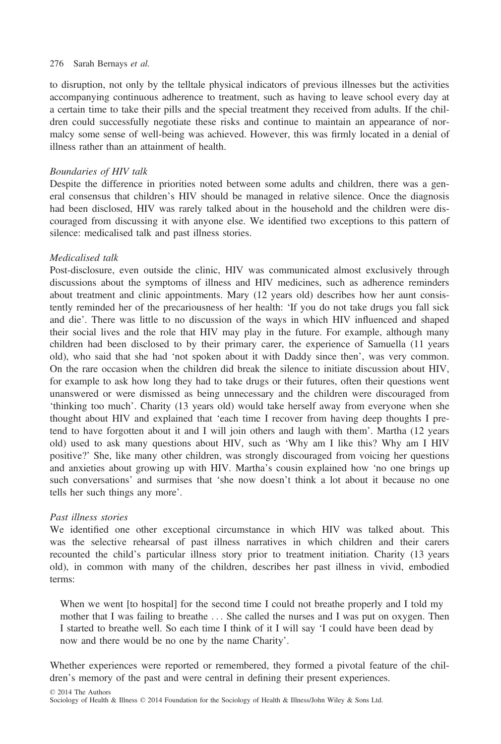to disruption, not only by the telltale physical indicators of previous illnesses but the activities accompanying continuous adherence to treatment, such as having to leave school every day at a certain time to take their pills and the special treatment they received from adults. If the children could successfully negotiate these risks and continue to maintain an appearance of normalcy some sense of well-being was achieved. However, this was firmly located in a denial of illness rather than an attainment of health.

### *Boundaries of HIV talk*

Despite the difference in priorities noted between some adults and children, there was a general consensus that children's HIV should be managed in relative silence. Once the diagnosis had been disclosed, HIV was rarely talked about in the household and the children were discouraged from discussing it with anyone else. We identified two exceptions to this pattern of silence: medicalised talk and past illness stories.

### *Medicalised talk*

Post-disclosure, even outside the clinic, HIV was communicated almost exclusively through discussions about the symptoms of illness and HIV medicines, such as adherence reminders about treatment and clinic appointments. Mary (12 years old) describes how her aunt consistently reminded her of the precariousness of her health: 'If you do not take drugs you fall sick and die'. There was little to no discussion of the ways in which HIV influenced and shaped their social lives and the role that HIV may play in the future. For example, although many children had been disclosed to by their primary carer, the experience of Samuella (11 years old), who said that she had 'not spoken about it with Daddy since then', was very common. On the rare occasion when the children did break the silence to initiate discussion about HIV, for example to ask how long they had to take drugs or their futures, often their questions went unanswered or were dismissed as being unnecessary and the children were discouraged from 'thinking too much'. Charity (13 years old) would take herself away from everyone when she thought about HIV and explained that 'each time I recover from having deep thoughts I pretend to have forgotten about it and I will join others and laugh with them'. Martha (12 years old) used to ask many questions about HIV, such as 'Why am I like this? Why am I HIV positive?' She, like many other children, was strongly discouraged from voicing her questions and anxieties about growing up with HIV. Martha's cousin explained how 'no one brings up such conversations' and surmises that 'she now doesn't think a lot about it because no one tells her such things any more'.

### *Past illness stories*

We identified one other exceptional circumstance in which HIV was talked about. This was the selective rehearsal of past illness narratives in which children and their carers recounted the child's particular illness story prior to treatment initiation. Charity (13 years old), in common with many of the children, describes her past illness in vivid, embodied terms:

> When we went [to hospital] for the second time I could not breathe properly and I told my mother that I was failing to breathe . . . She called the nurses and I was put on oxygen. Then I started to breathe well. So each time I think of it I will say 'I could have been dead by now and there would be no one by the name Charity'.

Whether experiences were reported or remembered, they formed a pivotal feature of the children's memory of the past and were central in defining their present experiences.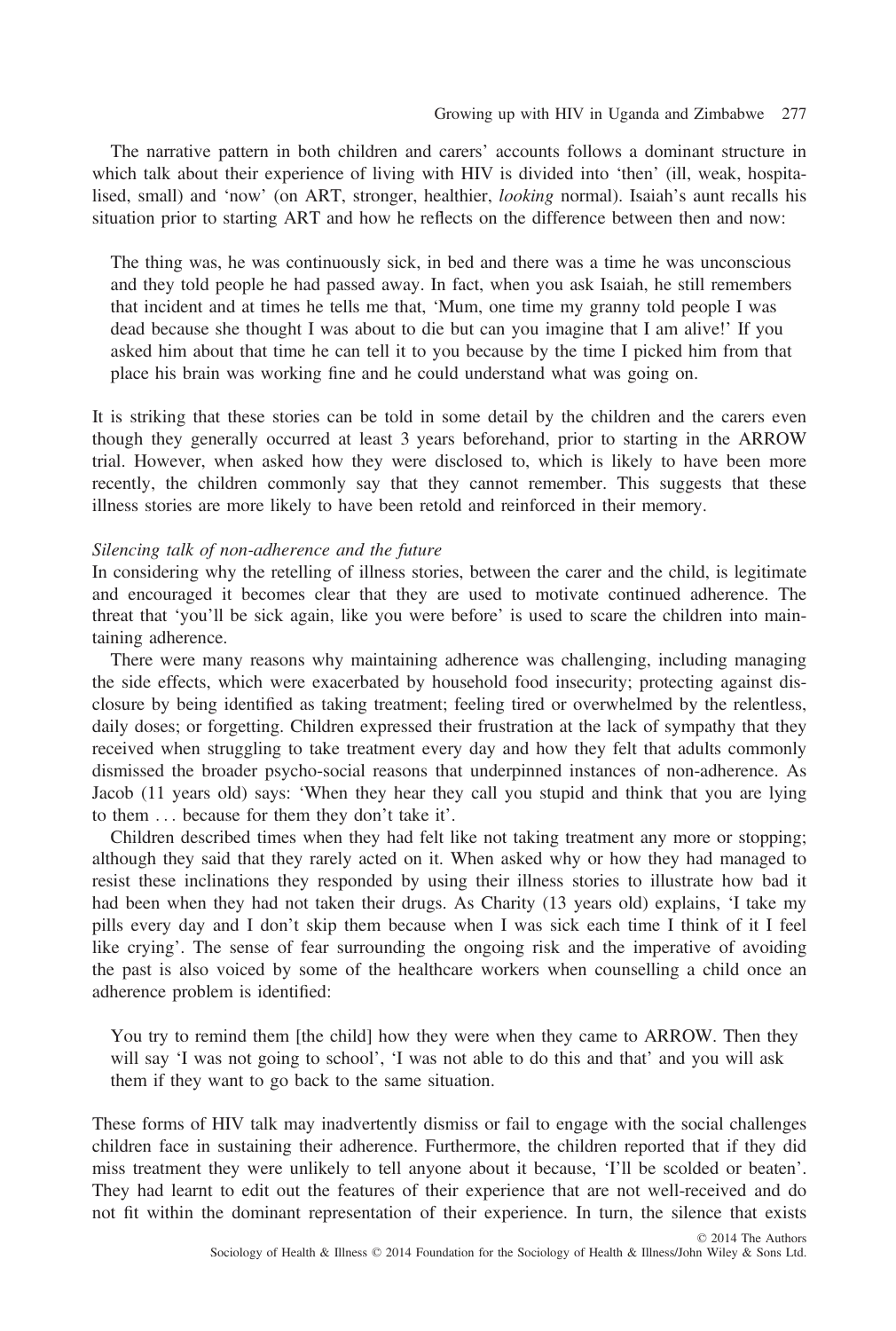The narrative pattern in both children and carers' accounts follows a dominant structure in which talk about their experience of living with HIV is divided into 'then' (ill, weak, hospitalised, small) and 'now' (on ART, stronger, healthier, *looking* normal). Isaiah's aunt recalls his situation prior to starting ART and how he reflects on the difference between then and now:

> The thing was, he was continuously sick, in bed and there was a time he was unconscious and they told people he had passed away. In fact, when you ask Isaiah, he still remembers that incident and at times he tells me that, 'Mum, one time my granny told people I was dead because she thought I was about to die but can you imagine that I am alive!' If you asked him about that time he can tell it to you because by the time I picked him from that place his brain was working fine and he could understand what was going on.

It is striking that these stories can be told in some detail by the children and the carers even though they generally occurred at least 3 years beforehand, prior to starting in the ARROW trial. However, when asked how they were disclosed to, which is likely to have been more recently, the children commonly say that they cannot remember. This suggests that these illness stories are more likely to have been retold and reinforced in their memory.

*Silencing talk of non-adherence and the future*

In considering why the retelling of illness stories, between the carer and the child, is legitimate and encouraged it becomes clear that they are used to motivate continued adherence. The threat that 'you'll be sick again, like you were before' is used to scare the children into maintaining adherence.

There were many reasons why maintaining adherence was challenging, including managing the side effects, which were exacerbated by household food insecurity; protecting against disclosure by being identified as taking treatment; feeling tired or overwhelmed by the relentless, daily doses; or forgetting. Children expressed their frustration at the lack of sympathy that they received when struggling to take treatment every day and how they felt that adults commonly dismissed the broader psycho-social reasons that underpinned instances of non-adherence. As Jacob (11 years old) says: 'When they hear they call you stupid and think that you are lying to them ... because for them they don't take it'.

Children described times when they had felt like not taking treatment any more or stopping; although they said that they rarely acted on it. When asked why or how they had managed to resist these inclinations they responded by using their illness stories to illustrate how bad it had been when they had not taken their drugs. As Charity (13 years old) explains, 'I take my pills every day and I don't skip them because when I was sick each time I think of it I feel like crying'. The sense of fear surrounding the ongoing risk and the imperative of avoiding the past is also voiced by some of the healthcare workers when counselling a child once an adherence problem is identified:

> You try to remind them [the child] how they were when they came to ARROW. Then they will say 'I was not going to school', 'I was not able to do this and that' and you will ask them if they want to go back to the same situation.

These forms of HIV talk may inadvertently dismiss or fail to engage with the social challenges children face in sustaining their adherence. Furthermore, the children reported that if they did miss treatment they were unlikely to tell anyone about it because, 'I'll be scolded or beaten'. They had learnt to edit out the features of their experience that are not well-received and do not fit within the dominant representation of their experience. In turn, the silence that exists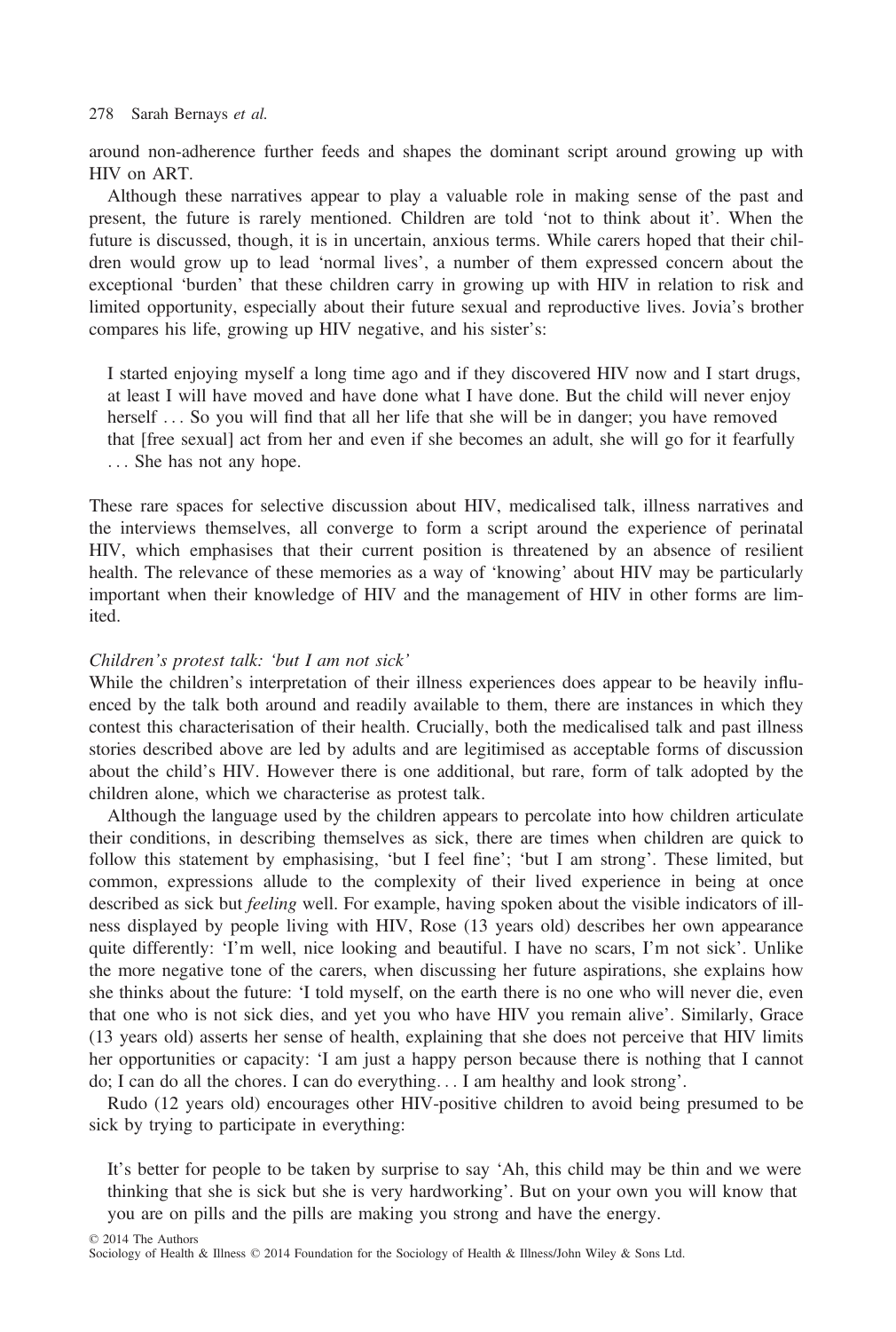around non-adherence further feeds and shapes the dominant script around growing up with HIV on ART.

Although these narratives appear to play a valuable role in making sense of the past and present, the future is rarely mentioned. Children are told 'not to think about it'. When the future is discussed, though, it is in uncertain, anxious terms. While carers hoped that their children would grow up to lead 'normal lives', a number of them expressed concern about the exceptional 'burden' that these children carry in growing up with HIV in relation to risk and limited opportunity, especially about their future sexual and reproductive lives. Jovia's brother compares his life, growing up HIV negative, and his sister's:

> I started enjoying myself a long time ago and if they discovered HIV now and I start drugs, at least I will have moved and have done what I have done. But the child will never enjoy herself . . . So you will find that all her life that she will be in danger; you have removed that [free sexual] act from her and even if she becomes an adult, she will go for it fearfully . . . She has not any hope.

These rare spaces for selective discussion about HIV, medicalised talk, illness narratives and the interviews themselves, all converge to form a script around the experience of perinatal HIV, which emphasises that their current position is threatened by an absence of resilient health. The relevance of these memories as a way of 'knowing' about HIV may be particularly important when their knowledge of HIV and the management of HIV in other forms are limited.

*Children's protest talk: 'but I am not sick'*

While the children's interpretation of their illness experiences does appear to be heavily influenced by the talk both around and readily available to them, there are instances in which they contest this characterisation of their health. Crucially, both the medicalised talk and past illness stories described above are led by adults and are legitimised as acceptable forms of discussion about the child's HIV. However there is one additional, but rare, form of talk adopted by the children alone, which we characterise as protest talk.

Although the language used by the children appears to percolate into how children articulate their conditions, in describing themselves as sick, there are times when children are quick to follow this statement by emphasising, 'but I feel fine'; 'but I am strong'. These limited, but common, expressions allude to the complexity of their lived experience in being at once described as sick but *feeling* well. For example, having spoken about the visible indicators of illness displayed by people living with HIV, Rose (13 years old) describes her own appearance quite differently: 'I'm well, nice looking and beautiful. I have no scars, I'm not sick'. Unlike the more negative tone of the carers, when discussing her future aspirations, she explains how she thinks about the future: 'I told myself, on the earth there is no one who will never die, even that one who is not sick dies, and yet you who have HIV you remain alive'. Similarly, Grace (13 years old) asserts her sense of health, explaining that she does not perceive that HIV limits her opportunities or capacity: 'I am just a happy person because there is nothing that I cannot do; I can do all the chores. I can do everything. . . I am healthy and look strong'.

Rudo (12 years old) encourages other HIV-positive children to avoid being presumed to be sick by trying to participate in everything:

> It's better for people to be taken by surprise to say 'Ah, this child may be thin and we were thinking that she is sick but she is very hardworking'. But on your own you will know that you are on pills and the pills are making you strong and have the energy.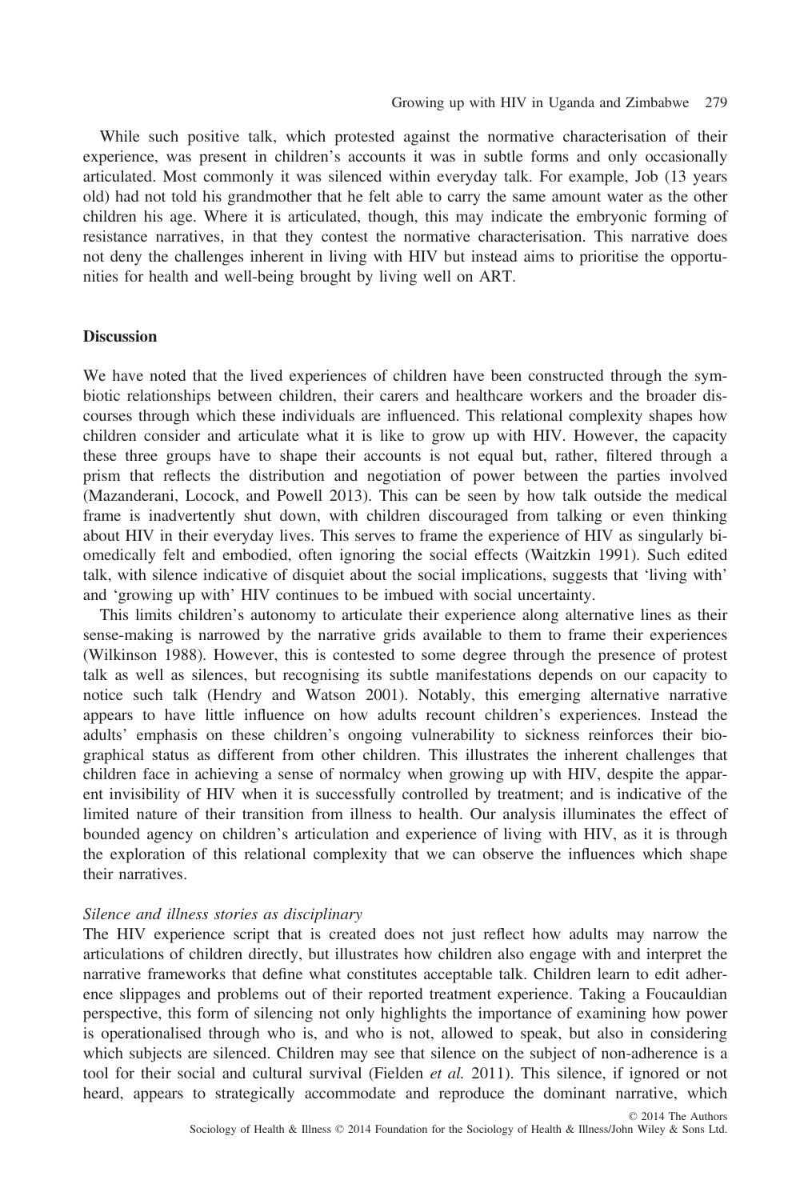While such positive talk, which protested against the normative characterisation of their experience, was present in children's accounts it was in subtle forms and only occasionally articulated. Most commonly it was silenced within everyday talk. For example, Job (13 years old) had not told his grandmother that he felt able to carry the same amount water as the other children his age. Where it is articulated, though, this may indicate the embryonic forming of resistance narratives, in that they contest the normative characterisation. This narrative does not deny the challenges inherent in living with HIV but instead aims to prioritise the opportunities for health and well-being brought by living well on ART.

## Discussion

We have noted that the lived experiences of children have been constructed through the symbiotic relationships between children, their carers and healthcare workers and the broader discourses through which these individuals are influenced. This relational complexity shapes how children consider and articulate what it is like to grow up with HIV. However, the capacity these three groups have to shape their accounts is not equal but, rather, filtered through a prism that reflects the distribution and negotiation of power between the parties involved (Mazanderani, Locock, and Powell 2013). This can be seen by how talk outside the medical frame is inadvertently shut down, with children discouraged from talking or even thinking about HIV in their everyday lives. This serves to frame the experience of HIV as singularly biomedically felt and embodied, often ignoring the social effects (Waitzkin 1991). Such edited talk, with silence indicative of disquiet about the social implications, suggests that 'living with' and 'growing up with' HIV continues to be imbued with social uncertainty.

This limits children's autonomy to articulate their experience along alternative lines as their sense-making is narrowed by the narrative grids available to them to frame their experiences (Wilkinson 1988). However, this is contested to some degree through the presence of protest talk as well as silences, but recognising its subtle manifestations depends on our capacity to notice such talk (Hendry and Watson 2001). Notably, this emerging alternative narrative appears to have little influence on how adults recount children's experiences. Instead the adults' emphasis on these children's ongoing vulnerability to sickness reinforces their biographical status as different from other children. This illustrates the inherent challenges that children face in achieving a sense of normalcy when growing up with HIV, despite the apparent invisibility of HIV when it is successfully controlled by treatment; and is indicative of the limited nature of their transition from illness to health. Our analysis illuminates the effect of bounded agency on children's articulation and experience of living with HIV, as it is through the exploration of this relational complexity that we can observe the influences which shape their narratives.

### *Silence and illness stories as disciplinary*

The HIV experience script that is created does not just reflect how adults may narrow the articulations of children directly, but illustrates how children also engage with and interpret the narrative frameworks that define what constitutes acceptable talk. Children learn to edit adherence slippages and problems out of their reported treatment experience. Taking a Foucauldian perspective, this form of silencing not only highlights the importance of examining how power is operationalised through who is, and who is not, allowed to speak, but also in considering which subjects are silenced. Children may see that silence on the subject of non-adherence is a tool for their social and cultural survival (Fielden *et al.* 2011). This silence, if ignored or not heard, appears to strategically accommodate and reproduce the dominant narrative, which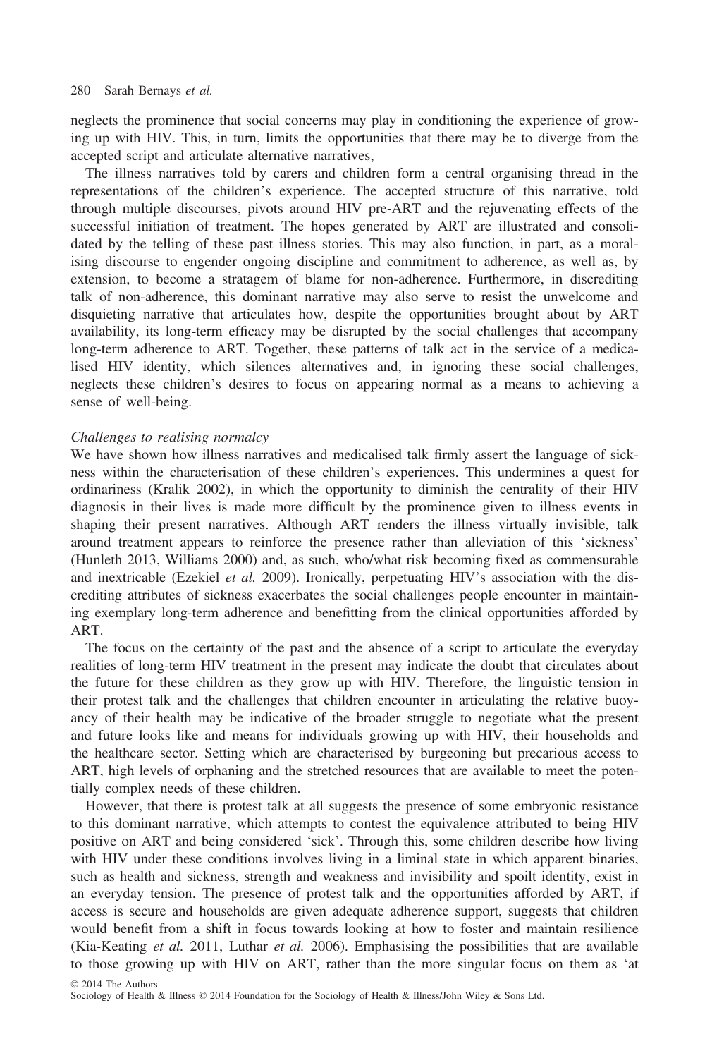neglects the prominence that social concerns may play in conditioning the experience of growing up with HIV. This, in turn, limits the opportunities that there may be to diverge from the accepted script and articulate alternative narratives,

The illness narratives told by carers and children form a central organising thread in the representations of the children's experience. The accepted structure of this narrative, told through multiple discourses, pivots around HIV pre-ART and the rejuvenating effects of the successful initiation of treatment. The hopes generated by ART are illustrated and consolidated by the telling of these past illness stories. This may also function, in part, as a moralising discourse to engender ongoing discipline and commitment to adherence, as well as, by extension, to become a stratagem of blame for non-adherence. Furthermore, in discrediting talk of non-adherence, this dominant narrative may also serve to resist the unwelcome and disquieting narrative that articulates how, despite the opportunities brought about by ART availability, its long-term efficacy may be disrupted by the social challenges that accompany long-term adherence to ART. Together, these patterns of talk act in the service of a medicalised HIV identity, which silences alternatives and, in ignoring these social challenges, neglects these children's desires to focus on appearing normal as a means to achieving a sense of well-being.

*Challenges to realising normalcy*

We have shown how illness narratives and medicalised talk firmly assert the language of sickness within the characterisation of these children's experiences. This undermines a quest for ordinariness (Kralik 2002), in which the opportunity to diminish the centrality of their HIV diagnosis in their lives is made more difficult by the prominence given to illness events in shaping their present narratives. Although ART renders the illness virtually invisible, talk around treatment appears to reinforce the presence rather than alleviation of this 'sickness' (Hunleth 2013, Williams 2000) and, as such, who/what risk becoming fixed as commensurable and inextricable (Ezekiel *et al.* 2009). Ironically, perpetuating HIV's association with the discrediting attributes of sickness exacerbates the social challenges people encounter in maintaining exemplary long-term adherence and benefitting from the clinical opportunities afforded by ART.

The focus on the certainty of the past and the absence of a script to articulate the everyday realities of long-term HIV treatment in the present may indicate the doubt that circulates about the future for these children as they grow up with HIV. Therefore, the linguistic tension in their protest talk and the challenges that children encounter in articulating the relative buoyancy of their health may be indicative of the broader struggle to negotiate what the present and future looks like and means for individuals growing up with HIV, their households and the healthcare sector. Setting which are characterised by burgeoning but precarious access to ART, high levels of orphaning and the stretched resources that are available to meet the potentially complex needs of these children.

However, that there is protest talk at all suggests the presence of some embryonic resistance to this dominant narrative, which attempts to contest the equivalence attributed to being HIV positive on ART and being considered 'sick'. Through this, some children describe how living with HIV under these conditions involves living in a liminal state in which apparent binaries, such as health and sickness, strength and weakness and invisibility and spoilt identity, exist in an everyday tension. The presence of protest talk and the opportunities afforded by ART, if access is secure and households are given adequate adherence support, suggests that children would benefit from a shift in focus towards looking at how to foster and maintain resilience (Kia-Keating *et al.* 2011, Luthar *et al.* 2006). Emphasising the possibilities that are available to those growing up with HIV on ART, rather than the more singular focus on them as 'at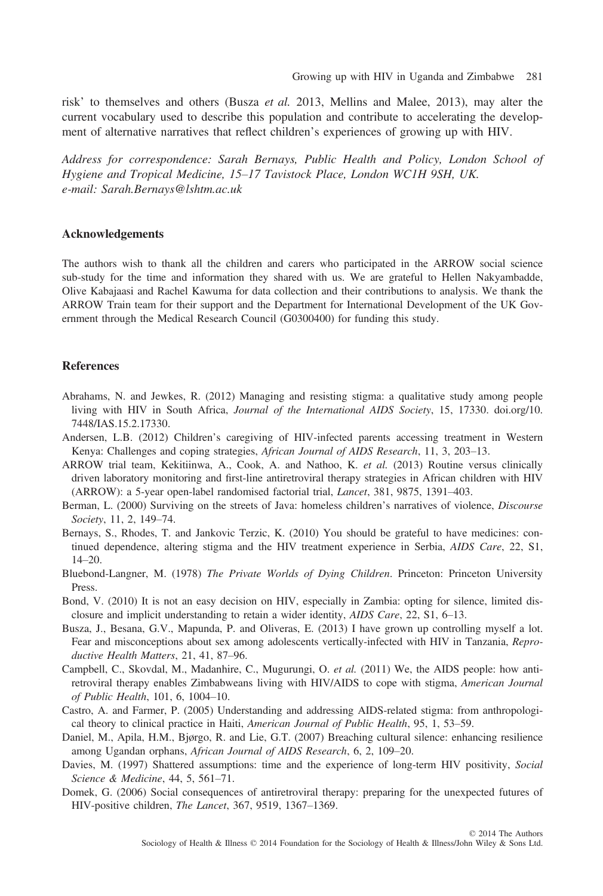risk' to themselves and others (Busza *et al.* 2013, Mellins and Malee, 2013), may alter the current vocabulary used to describe this population and contribute to accelerating the development of alternative narratives that reflect children's experiences of growing up with HIV.

*Address for correspondence: Sarah Bernays, Public Health and Policy, London School of Hygiene and Tropical Medicine, 15–17 Tavistock Place, London WC1H 9SH, UK. e-mail: Sarah.Bernays@lshtm.ac.uk*

### Acknowledgements

The authors wish to thank all the children and carers who participated in the ARROW social science sub-study for the time and information they shared with us. We are grateful to Hellen Nakyambadde, Olive Kabajaasi and Rachel Kawuma for data collection and their contributions to analysis. We thank the ARROW Train team for their support and the Department for International Development of the UK Government through the Medical Research Council (G0300400) for funding this study.

### References

Abrahams, N. and Jewkes, R. (2012) Managing and resisting stigma: a qualitative study among people living with HIV in South Africa, *Journal of the International AIDS Society*, 15, 17330. doi.org/10.7448/IAS.15.2.17330.

Andersen, L.B. (2012) Children's caregiving of HIV-infected parents accessing treatment in Western Kenya: Challenges and coping strategies, *African Journal of AIDS Research*, 11, 3, 203–13.

ARROW trial team, Kekitiinwa, A., Cook, A. and Nathoo, K. *et al.* (2013) Routine versus clinically driven laboratory monitoring and first-line antiretroviral therapy strategies in African children with HIV (ARROW): a 5-year open-label randomised factorial trial, *Lancet*, 381, 9875, 1391–403.

Berman, L. (2000) Surviving on the streets of Java: homeless children's narratives of violence, *Discourse Society*, 11, 2, 149–74.

Bernays, S., Rhodes, T. and Jankovic Terzic, K. (2010) You should be grateful to have medicines: continued dependence, altering stigma and the HIV treatment experience in Serbia, *AIDS Care*, 22, S1, 14–20.

Bluebond-Langner, M. (1978) *The Private Worlds of Dying Children*. Princeton: Princeton University Press.

Bond, V. (2010) It is not an easy decision on HIV, especially in Zambia: opting for silence, limited disclosure and implicit understanding to retain a wider identity, *AIDS Care*, 22, S1, 6–13.

Busza, J., Besana, G.V., Mapunda, P. and Oliveras, E. (2013) I have grown up controlling myself a lot. Fear and misconceptions about sex among adolescents vertically-infected with HIV in Tanzania, *Reproductive Health Matters*, 21, 41, 87–96.

Campbell, C., Skovdal, M., Madanhire, C., Mugurungi, O. *et al.* (2011) We, the AIDS people: how antiretroviral therapy enables Zimbabweans living with HIV/AIDS to cope with stigma, *American Journal of Public Health*, 101, 6, 1004–10.

Castro, A. and Farmer, P. (2005) Understanding and addressing AIDS-related stigma: from anthropological theory to clinical practice in Haiti, *American Journal of Public Health*, 95, 1, 53–59.

Daniel, M., Apila, H.M., Bjørgo, R. and Lie, G.T. (2007) Breaching cultural silence: enhancing resilience among Ugandan orphans, *African Journal of AIDS Research*, 6, 2, 109–20.

Davies, M. (1997) Shattered assumptions: time and the experience of long-term HIV positivity, *Social Science & Medicine*, 44, 5, 561–71.

Domek, G. (2006) Social consequences of antiretroviral therapy: preparing for the unexpected futures of HIV-positive children, *The Lancet*, 367, 9519, 1367–1369.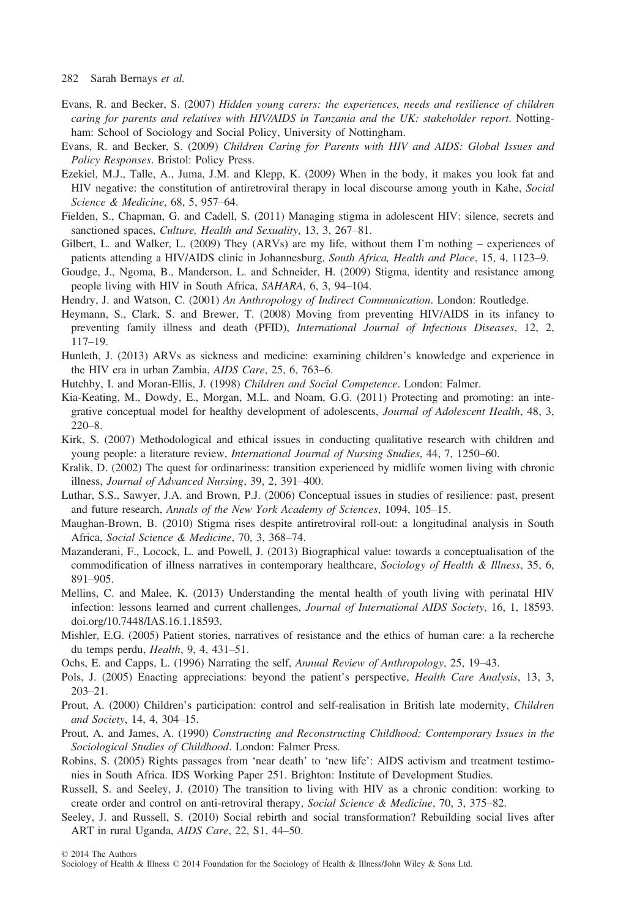Evans, R. and Becker, S. (2007) *Hidden young carers: the experiences, needs and resilience of children caring for parents and relatives with HIV/AIDS in Tanzania and the UK: stakeholder report*. Nottingham: School of Sociology and Social Policy, University of Nottingham.

Evans, R. and Becker, S. (2009) *Children Caring for Parents with HIV and AIDS: Global Issues and Policy Responses*. Bristol: Policy Press.

Ezekiel, M.J., Talle, A., Juma, J.M. and Klepp, K. (2009) When in the body, it makes you look fat and HIV negative: the constitution of antiretroviral therapy in local discourse among youth in Kahe, *Social Science & Medicine*, 68, 5, 957–64.

Fielden, S., Chapman, G. and Cadell, S. (2011) Managing stigma in adolescent HIV: silence, secrets and sanctioned spaces, *Culture, Health and Sexuality*, 13, 3, 267–81.

Gilbert, L. and Walker, L. (2009) They (ARVs) are my life, without them I'm nothing – experiences of patients attending a HIV/AIDS clinic in Johannesburg, *South Africa, Health and Place*, 15, 4, 1123–9.

Goudge, J., Ngoma, B., Manderson, L. and Schneider, H. (2009) Stigma, identity and resistance among people living with HIV in South Africa, *SAHARA*, 6, 3, 94–104.

Hendry, J. and Watson, C. (2001) *An Anthropology of Indirect Communication*. London: Routledge.

Heymann, S., Clark, S. and Brewer, T. (2008) Moving from preventing HIV/AIDS in its infancy to preventing family illness and death (PFID), *International Journal of Infectious Diseases*, 12, 2, 117–19.

Hunleth, J. (2013) ARVs as sickness and medicine: examining children's knowledge and experience in the HIV era in urban Zambia, *AIDS Care*, 25, 6, 763–6.

Hutchby, I. and Moran-Ellis, J. (1998) *Children and Social Competence*. London: Falmer.

Kia-Keating, M., Dowdy, E., Morgan, M.L. and Noam, G.G. (2011) Protecting and promoting: an integrative conceptual model for healthy development of adolescents, *Journal of Adolescent Health*, 48, 3, 220–8.

Kirk, S. (2007) Methodological and ethical issues in conducting qualitative research with children and young people: a literature review, *International Journal of Nursing Studies*, 44, 7, 1250–60.

Kralik, D. (2002) The quest for ordinariness: transition experienced by midlife women living with chronic illness, *Journal of Advanced Nursing*, 39, 2, 391–400.

Luthar, S.S., Sawyer, J.A. and Brown, P.J. (2006) Conceptual issues in studies of resilience: past, present and future research, *Annals of the New York Academy of Sciences*, 1094, 105–15.

Maughan-Brown, B. (2010) Stigma rises despite antiretroviral roll-out: a longitudinal analysis in South Africa, *Social Science & Medicine*, 70, 3, 368–74.

Mazanderani, F., Locock, L. and Powell, J. (2013) Biographical value: towards a conceptualisation of the commodification of illness narratives in contemporary healthcare, *Sociology of Health & Illness*, 35, 6, 891–905.

Mellins, C. and Malee, K. (2013) Understanding the mental health of youth living with perinatal HIV infection: lessons learned and current challenges, *Journal of International AIDS Society*, 16, 1, 18593. doi.org/10.7448/IAS.16.1.18593.

Mishler, E.G. (2005) Patient stories, narratives of resistance and the ethics of human care: a la recherche du temps perdu, *Health*, 9, 4, 431–51.

Ochs, E. and Capps, L. (1996) Narrating the self, *Annual Review of Anthropology*, 25, 19–43.

Pols, J. (2005) Enacting appreciations: beyond the patient's perspective, *Health Care Analysis*, 13, 3, 203–21.

Prout, A. (2000) Children's participation: control and self-realisation in British late modernity, *Children and Society*, 14, 4, 304–15.

Prout, A. and James, A. (1990) *Constructing and Reconstructing Childhood: Contemporary Issues in the Sociological Studies of Childhood*. London: Falmer Press.

Robins, S. (2005) Rights passages from 'near death' to 'new life': AIDS activism and treatment testimonies in South Africa. IDS Working Paper 251. Brighton: Institute of Development Studies.

Russell, S. and Seeley, J. (2010) The transition to living with HIV as a chronic condition: working to create order and control on anti-retroviral therapy, *Social Science & Medicine*, 70, 3, 375–82.

Seeley, J. and Russell, S. (2010) Social rebirth and social transformation? Rebuilding social lives after ART in rural Uganda, *AIDS Care*, 22, S1, 44–50.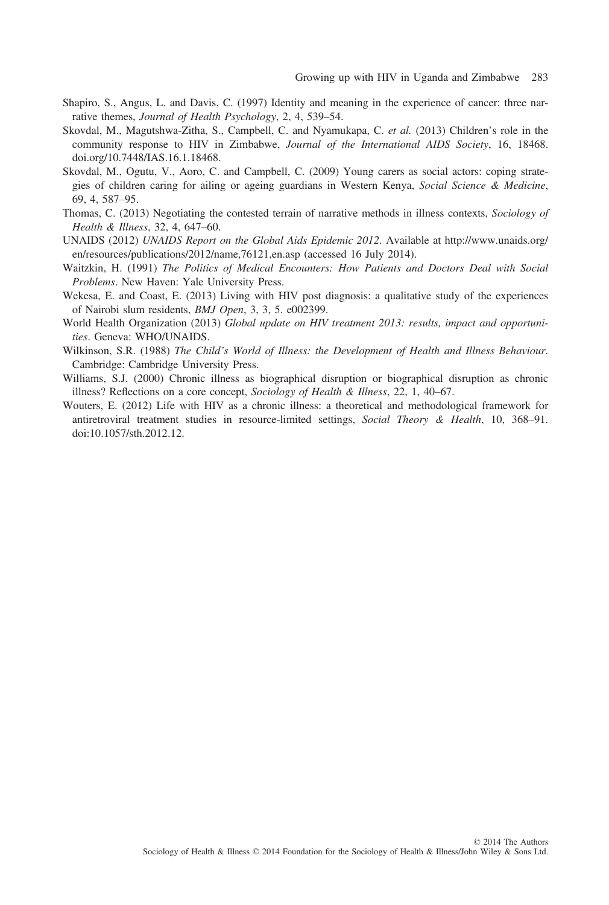Shapiro, S., Angus, L. and Davis, C. (1997) Identity and meaning in the experience of cancer: three narrative themes, *Journal of Health Psychology*, 2, 4, 539–54.

Skovdal, M., Magutshwa-Zitha, S., Campbell, C. and Nyamukapa, C. *et al.* (2013) Children's role in the community response to HIV in Zimbabwe, *Journal of the International AIDS Society*, 16, 18468. doi.org/10.7448/IAS.16.1.18468.

Skovdal, M., Ogutu, V., Aoro, C. and Campbell, C. (2009) Young carers as social actors: coping strategies of children caring for ailing or ageing guardians in Western Kenya, *Social Science & Medicine*, 69, 4, 587–95.

Thomas, C. (2013) Negotiating the contested terrain of narrative methods in illness contexts, *Sociology of Health & Illness*, 32, 4, 647–60.

UNAIDS (2012) *UNAIDS Report on the Global Aids Epidemic 2012*. Available at http://www.unaids.org/en/resources/publications/2012/name,76121,en.asp (accessed 16 July 2014).

Waitzkin, H. (1991) *The Politics of Medical Encounters: How Patients and Doctors Deal with Social Problems*. New Haven: Yale University Press.

Wekesa, E. and Coast, E. (2013) Living with HIV post diagnosis: a qualitative study of the experiences of Nairobi slum residents, *BMJ Open*, 3, 3, 5. e002399.

World Health Organization (2013) *Global update on HIV treatment 2013: results, impact and opportunities*. Geneva: WHO/UNAIDS.

Wilkinson, S.R. (1988) *The Child's World of Illness: the Development of Health and Illness Behaviour*. Cambridge: Cambridge University Press.

Williams, S.J. (2000) Chronic illness as biographical disruption or biographical disruption as chronic illness? Reflections on a core concept, *Sociology of Health & Illness*, 22, 1, 40–67.

Wouters, E. (2012) Life with HIV as a chronic illness: a theoretical and methodological framework for antiretroviral treatment studies in resource-limited settings, *Social Theory & Health*, 10, 368–91. doi:10.1057/sth.2012.12.